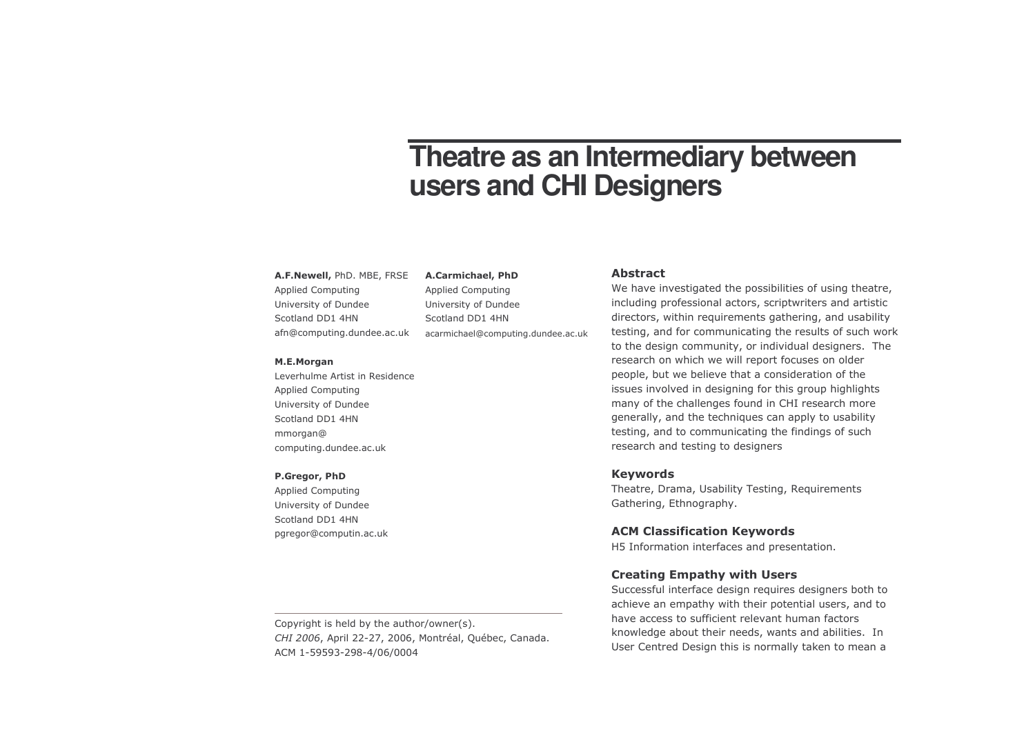# Theatre as an Intermediary between users and CHI Designers

**A.F.Newell,** PhD. MBE, FRSE
Applied Computing
University of Dundee
Scotland DD1 4HN
afn@computing.dundee.ac.uk

**A.Carmichael, PhD**
Applied Computing
University of Dundee
Scotland DD1 4HN
acarmichael@computing.dundee.ac.uk

**M.E.Morgan**
Leverhulme Artist in Residence
Applied Computing
University of Dundee
Scotland DD1 4HN
mmorgan@
computing.dundee.ac.uk

**P.Gregor, PhD**
Applied Computing
University of Dundee
Scotland DD1 4HN
pgregor@computin.ac.uk

Copyright is held by the author/owner(s).
*CHI 2006*, April 22-27, 2006, Montréal, Québec, Canada.
ACM 1-59593-298-4/06/0004

## Abstract

We have investigated the possibilities of using theatre, including professional actors, scriptwriters and artistic directors, within requirements gathering, and usability testing, and for communicating the results of such work to the design community, or individual designers. The research on which we will report focuses on older people, but we believe that a consideration of the issues involved in designing for this group highlights many of the challenges found in CHI research more generally, and the techniques can apply to usability testing, and to communicating the findings of such research and testing to designers

## Keywords

Theatre, Drama, Usability Testing, Requirements Gathering, Ethnography.

## ACM Classification Keywords

H5 Information interfaces and presentation.

## Creating Empathy with Users

Successful interface design requires designers both to achieve an empathy with their potential users, and to have access to sufficient relevant human factors knowledge about their needs, wants and abilities. In User Centred Design this is normally taken to mean a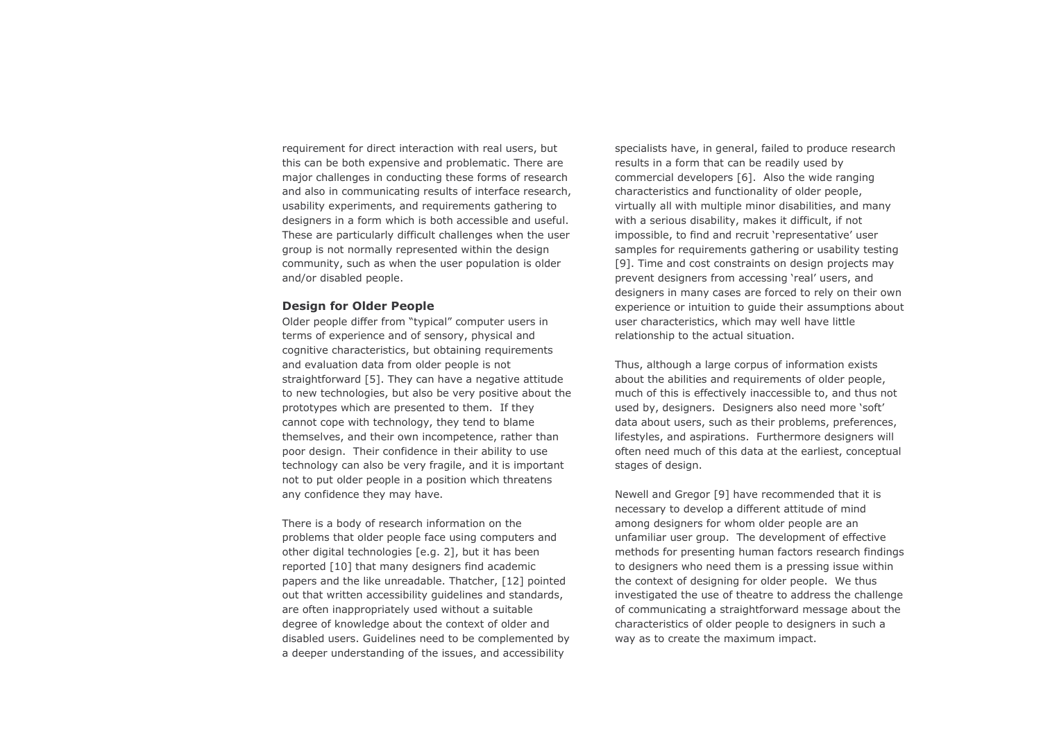requirement for direct interaction with real users, but this can be both expensive and problematic. There are major challenges in conducting these forms of research and also in communicating results of interface research, usability experiments, and requirements gathering to designers in a form which is both accessible and useful. These are particularly difficult challenges when the user group is not normally represented within the design community, such as when the user population is older and/or disabled people.

### Design for Older People

Older people differ from "typical" computer users in terms of experience and of sensory, physical and cognitive characteristics, but obtaining requirements and evaluation data from older people is not straightforward [5]. They can have a negative attitude to new technologies, but also be very positive about the prototypes which are presented to them. If they cannot cope with technology, they tend to blame themselves, and their own incompetence, rather than poor design. Their confidence in their ability to use technology can also be very fragile, and it is important not to put older people in a position which threatens any confidence they may have.

There is a body of research information on the problems that older people face using computers and other digital technologies [e.g. 2], but it has been reported [10] that many designers find academic papers and the like unreadable. Thatcher, [12] pointed out that written accessibility guidelines and standards, are often inappropriately used without a suitable degree of knowledge about the context of older and disabled users. Guidelines need to be complemented by a deeper understanding of the issues, and accessibility specialists have, in general, failed to produce research results in a form that can be readily used by commercial developers [6]. Also the wide ranging characteristics and functionality of older people, virtually all with multiple minor disabilities, and many with a serious disability, makes it difficult, if not impossible, to find and recruit 'representative' user samples for requirements gathering or usability testing [9]. Time and cost constraints on design projects may prevent designers from accessing 'real' users, and designers in many cases are forced to rely on their own experience or intuition to guide their assumptions about user characteristics, which may well have little relationship to the actual situation.

Thus, although a large corpus of information exists about the abilities and requirements of older people, much of this is effectively inaccessible to, and thus not used by, designers. Designers also need more 'soft' data about users, such as their problems, preferences, lifestyles, and aspirations. Furthermore designers will often need much of this data at the earliest, conceptual stages of design.

Newell and Gregor [9] have recommended that it is necessary to develop a different attitude of mind among designers for whom older people are an unfamiliar user group. The development of effective methods for presenting human factors research findings to designers who need them is a pressing issue within the context of designing for older people. We thus investigated the use of theatre to address the challenge of communicating a straightforward message about the characteristics of older people to designers in such a way as to create the maximum impact.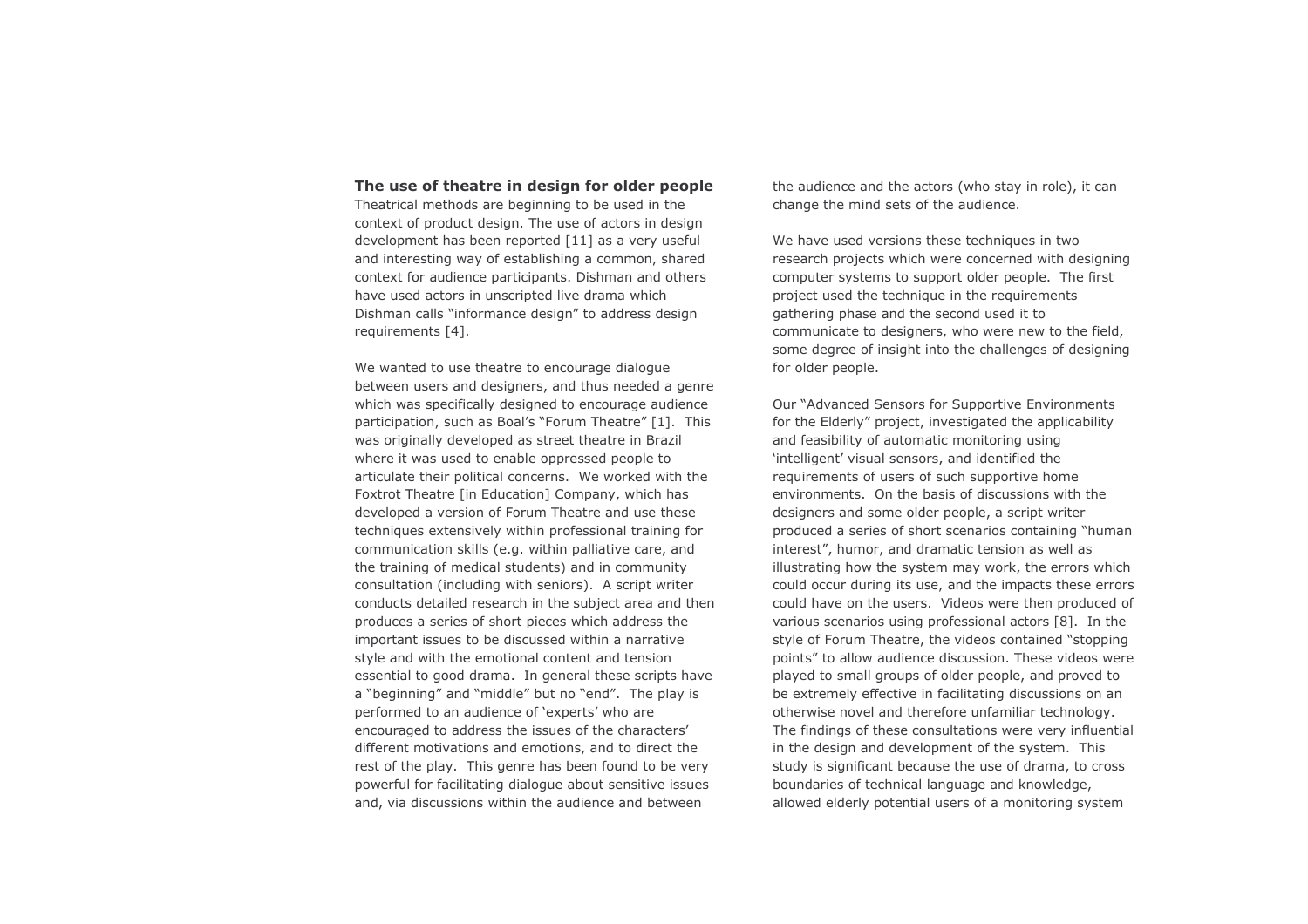## The use of theatre in design for older people

Theatrical methods are beginning to be used in the context of product design. The use of actors in design development has been reported [11] as a very useful and interesting way of establishing a common, shared context for audience participants. Dishman and others have used actors in unscripted live drama which Dishman calls "informance design" to address design requirements [4].

We wanted to use theatre to encourage dialogue between users and designers, and thus needed a genre which was specifically designed to encourage audience participation, such as Boal's "Forum Theatre" [1]. This was originally developed as street theatre in Brazil where it was used to enable oppressed people to articulate their political concerns. We worked with the Foxtrot Theatre [in Education] Company, which has developed a version of Forum Theatre and use these techniques extensively within professional training for communication skills (e.g. within palliative care, and the training of medical students) and in community consultation (including with seniors). A script writer conducts detailed research in the subject area and then produces a series of short pieces which address the important issues to be discussed within a narrative style and with the emotional content and tension essential to good drama. In general these scripts have a "beginning" and "middle" but no "end". The play is performed to an audience of 'experts' who are encouraged to address the issues of the characters' different motivations and emotions, and to direct the rest of the play. This genre has been found to be very powerful for facilitating dialogue about sensitive issues and, via discussions within the audience and between the audience and the actors (who stay in role), it can change the mind sets of the audience.

We have used versions these techniques in two research projects which were concerned with designing computer systems to support older people. The first project used the technique in the requirements gathering phase and the second used it to communicate to designers, who were new to the field, some degree of insight into the challenges of designing for older people.

Our "Advanced Sensors for Supportive Environments for the Elderly" project, investigated the applicability and feasibility of automatic monitoring using 'intelligent' visual sensors, and identified the requirements of users of such supportive home environments. On the basis of discussions with the designers and some older people, a script writer produced a series of short scenarios containing "human interest", humor, and dramatic tension as well as illustrating how the system may work, the errors which could occur during its use, and the impacts these errors could have on the users. Videos were then produced of various scenarios using professional actors [8]. In the style of Forum Theatre, the videos contained "stopping points" to allow audience discussion. These videos were played to small groups of older people, and proved to be extremely effective in facilitating discussions on an otherwise novel and therefore unfamiliar technology. The findings of these consultations were very influential in the design and development of the system. This study is significant because the use of drama, to cross boundaries of technical language and knowledge, allowed elderly potential users of a monitoring system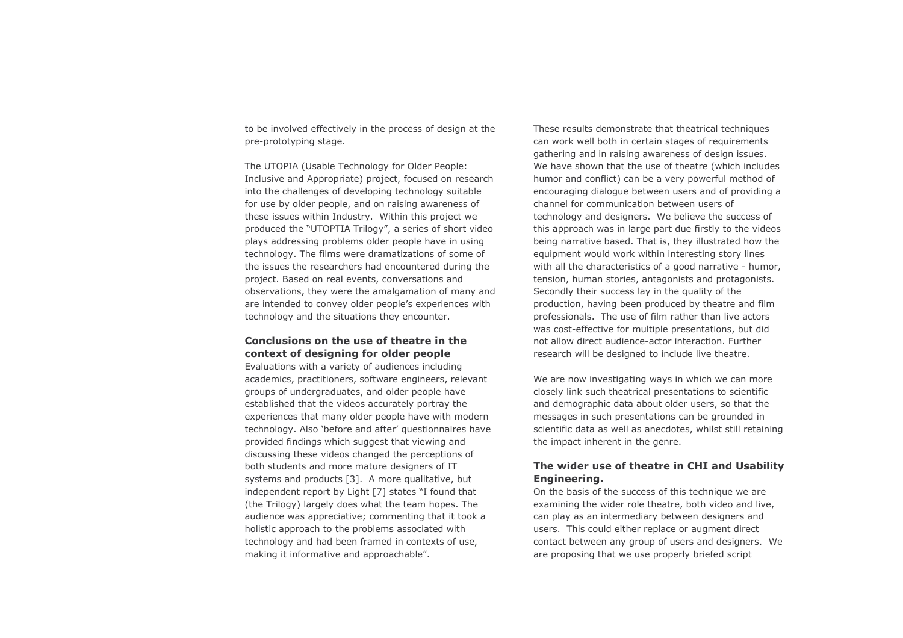to be involved effectively in the process of design at the pre-prototyping stage.

The UTOPIA (Usable Technology for Older People: Inclusive and Appropriate) project, focused on research into the challenges of developing technology suitable for use by older people, and on raising awareness of these issues within Industry. Within this project we produced the "UTOPTIA Trilogy", a series of short video plays addressing problems older people have in using technology. The films were dramatizations of some of the issues the researchers had encountered during the project. Based on real events, conversations and observations, they were the amalgamation of many and are intended to convey older people's experiences with technology and the situations they encounter.

### Conclusions on the use of theatre in the context of designing for older people

Evaluations with a variety of audiences including academics, practitioners, software engineers, relevant groups of undergraduates, and older people have established that the videos accurately portray the experiences that many older people have with modern technology. Also 'before and after' questionnaires have provided findings which suggest that viewing and discussing these videos changed the perceptions of both students and more mature designers of IT systems and products [3]. A more qualitative, but independent report by Light [7] states "I found that (the Trilogy) largely does what the team hopes. The audience was appreciative; commenting that it took a holistic approach to the problems associated with technology and had been framed in contexts of use, making it informative and approachable".

These results demonstrate that theatrical techniques can work well both in certain stages of requirements gathering and in raising awareness of design issues. We have shown that the use of theatre (which includes humor and conflict) can be a very powerful method of encouraging dialogue between users and of providing a channel for communication between users of technology and designers. We believe the success of this approach was in large part due firstly to the videos being narrative based. That is, they illustrated how the equipment would work within interesting story lines with all the characteristics of a good narrative - humor, tension, human stories, antagonists and protagonists. Secondly their success lay in the quality of the production, having been produced by theatre and film professionals. The use of film rather than live actors was cost-effective for multiple presentations, but did not allow direct audience-actor interaction. Further research will be designed to include live theatre.

We are now investigating ways in which we can more closely link such theatrical presentations to scientific and demographic data about older users, so that the messages in such presentations can be grounded in scientific data as well as anecdotes, whilst still retaining the impact inherent in the genre.

### The wider use of theatre in CHI and Usability Engineering.

On the basis of the success of this technique we are examining the wider role theatre, both video and live, can play as an intermediary between designers and users. This could either replace or augment direct contact between any group of users and designers. We are proposing that we use properly briefed script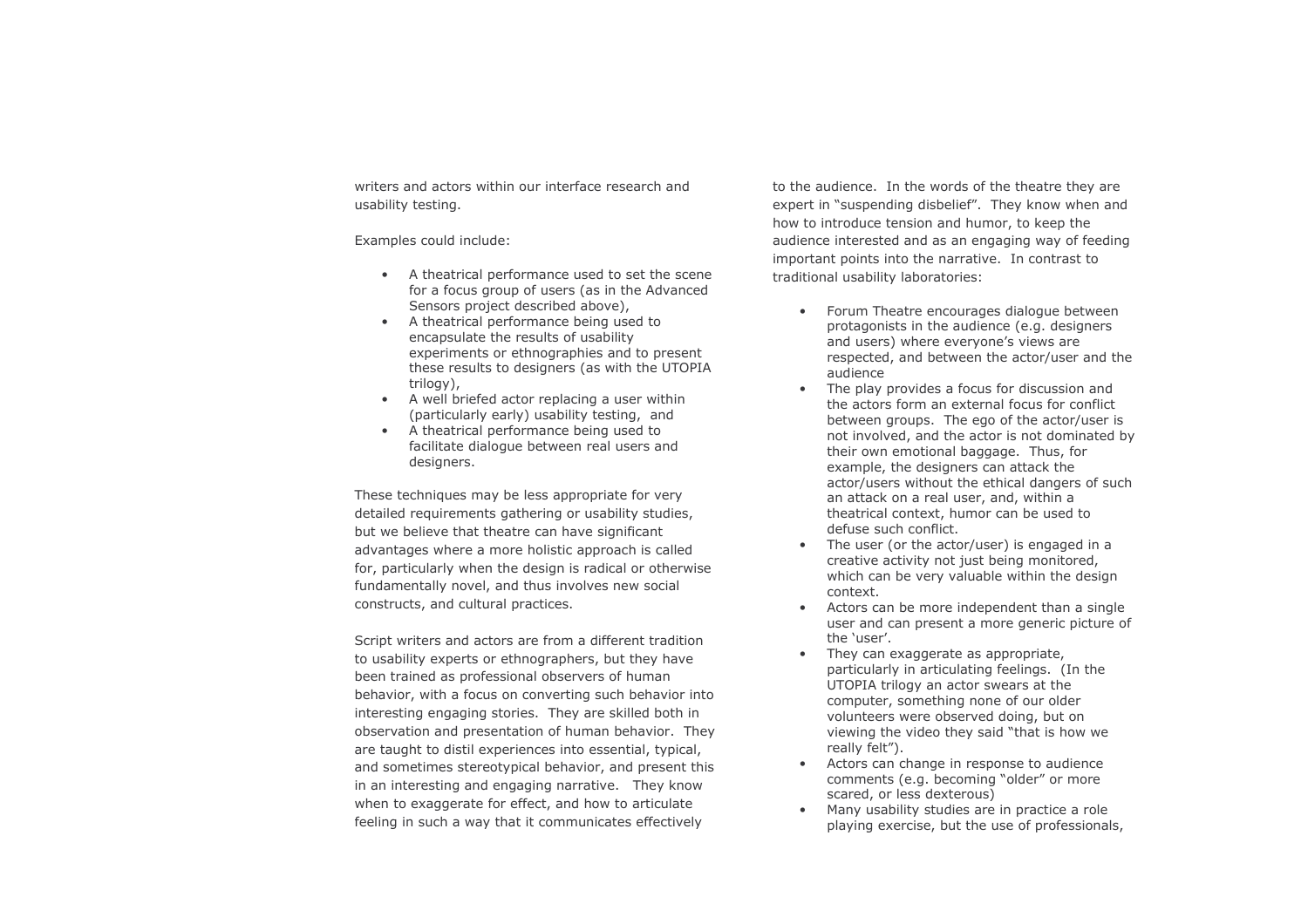writers and actors within our interface research and usability testing.

Examples could include:

- A theatrical performance used to set the scene for a focus group of users (as in the Advanced Sensors project described above),
- A theatrical performance being used to encapsulate the results of usability experiments or ethnographies and to present these results to designers (as with the UTOPIA trilogy),
- A well briefed actor replacing a user within (particularly early) usability testing, and
- A theatrical performance being used to facilitate dialogue between real users and designers.

These techniques may be less appropriate for very detailed requirements gathering or usability studies, but we believe that theatre can have significant advantages where a more holistic approach is called for, particularly when the design is radical or otherwise fundamentally novel, and thus involves new social constructs, and cultural practices.

Script writers and actors are from a different tradition to usability experts or ethnographers, but they have been trained as professional observers of human behavior, with a focus on converting such behavior into interesting engaging stories. They are skilled both in observation and presentation of human behavior. They are taught to distil experiences into essential, typical, and sometimes stereotypical behavior, and present this in an interesting and engaging narrative. They know when to exaggerate for effect, and how to articulate feeling in such a way that it communicates effectively to the audience. In the words of the theatre they are expert in "suspending disbelief". They know when and how to introduce tension and humor, to keep the audience interested and as an engaging way of feeding important points into the narrative. In contrast to traditional usability laboratories:

- Forum Theatre encourages dialogue between protagonists in the audience (e.g. designers and users) where everyone's views are respected, and between the actor/user and the audience
- The play provides a focus for discussion and the actors form an external focus for conflict between groups. The ego of the actor/user is not involved, and the actor is not dominated by their own emotional baggage. Thus, for example, the designers can attack the actor/users without the ethical dangers of such an attack on a real user, and, within a theatrical context, humor can be used to defuse such conflict.
- The user (or the actor/user) is engaged in a creative activity not just being monitored, which can be very valuable within the design context.
- Actors can be more independent than a single user and can present a more generic picture of the 'user'.
- They can exaggerate as appropriate, particularly in articulating feelings. (In the UTOPIA trilogy an actor swears at the computer, something none of our older volunteers were observed doing, but on viewing the video they said "that is how we really felt").
- Actors can change in response to audience comments (e.g. becoming "older" or more scared, or less dexterous)
- Many usability studies are in practice a role playing exercise, but the use of professionals,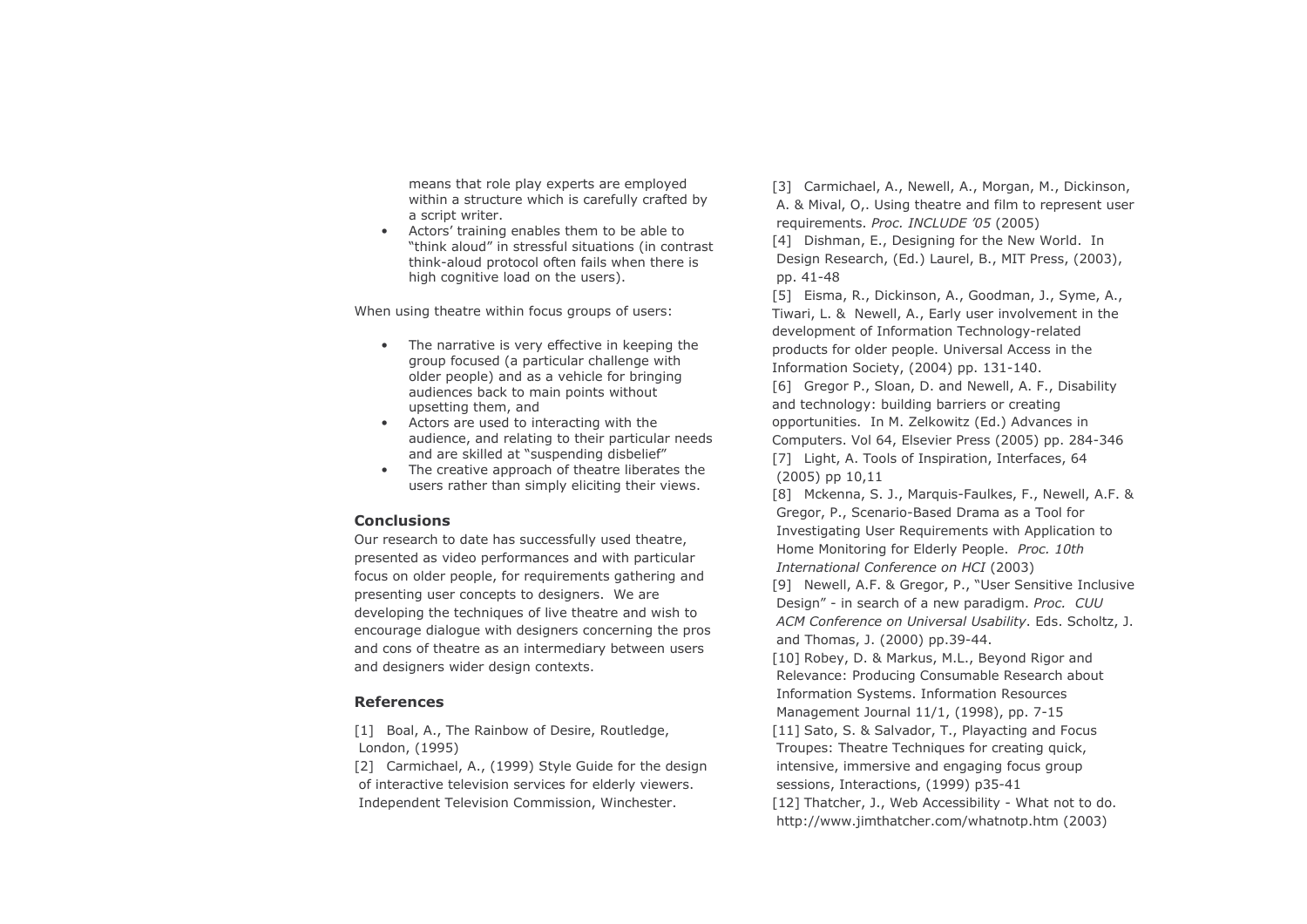means that role play experts are employed within a structure which is carefully crafted by a script writer.

- Actors' training enables them to be able to "think aloud" in stressful situations (in contrast think-aloud protocol often fails when there is high cognitive load on the users).

When using theatre within focus groups of users:

- The narrative is very effective in keeping the group focused (a particular challenge with older people) and as a vehicle for bringing audiences back to main points without upsetting them, and
- Actors are used to interacting with the audience, and relating to their particular needs and are skilled at "suspending disbelief"
- The creative approach of theatre liberates the users rather than simply eliciting their views.

## Conclusions

Our research to date has successfully used theatre, presented as video performances and with particular focus on older people, for requirements gathering and presenting user concepts to designers. We are developing the techniques of live theatre and wish to encourage dialogue with designers concerning the pros and cons of theatre as an intermediary between users and designers wider design contexts.

## References

[1] Boal, A., The Rainbow of Desire, Routledge, London, (1995)

[2] Carmichael, A., (1999) Style Guide for the design of interactive television services for elderly viewers. Independent Television Commission, Winchester.

[3] Carmichael, A., Newell, A., Morgan, M., Dickinson, A. & Mival, O,. Using theatre and film to represent user requirements. *Proc. INCLUDE '05* (2005)

[4] Dishman, E., Designing for the New World. In Design Research, (Ed.) Laurel, B., MIT Press, (2003), pp. 41-48

[5] Eisma, R., Dickinson, A., Goodman, J., Syme, A., Tiwari, L. & Newell, A., Early user involvement in the development of Information Technology-related products for older people. Universal Access in the Information Society, (2004) pp. 131-140.

[6] Gregor P., Sloan, D. and Newell, A. F., Disability and technology: building barriers or creating opportunities. In M. Zelkowitz (Ed.) Advances in Computers. Vol 64, Elsevier Press (2005) pp. 284-346

[7] Light, A. Tools of Inspiration, Interfaces, 64 (2005) pp 10,11

[8] Mckenna, S. J., Marquis-Faulkes, F., Newell, A.F. & Gregor, P., Scenario-Based Drama as a Tool for Investigating User Requirements with Application to Home Monitoring for Elderly People. *Proc. 10th International Conference on HCI* (2003)

[9] Newell, A.F. & Gregor, P., "User Sensitive Inclusive Design" - in search of a new paradigm. *Proc. CUU ACM Conference on Universal Usability*. Eds. Scholtz, J. and Thomas, J. (2000) pp.39-44.

[10] Robey, D. & Markus, M.L., Beyond Rigor and Relevance: Producing Consumable Research about Information Systems. Information Resources Management Journal 11/1, (1998), pp. 7-15

[11] Sato, S. & Salvador, T., Playacting and Focus Troupes: Theatre Techniques for creating quick, intensive, immersive and engaging focus group sessions, Interactions, (1999) p35-41

[12] Thatcher, J., Web Accessibility - What not to do. http://www.jimthatcher.com/whatnotp.htm (2003)